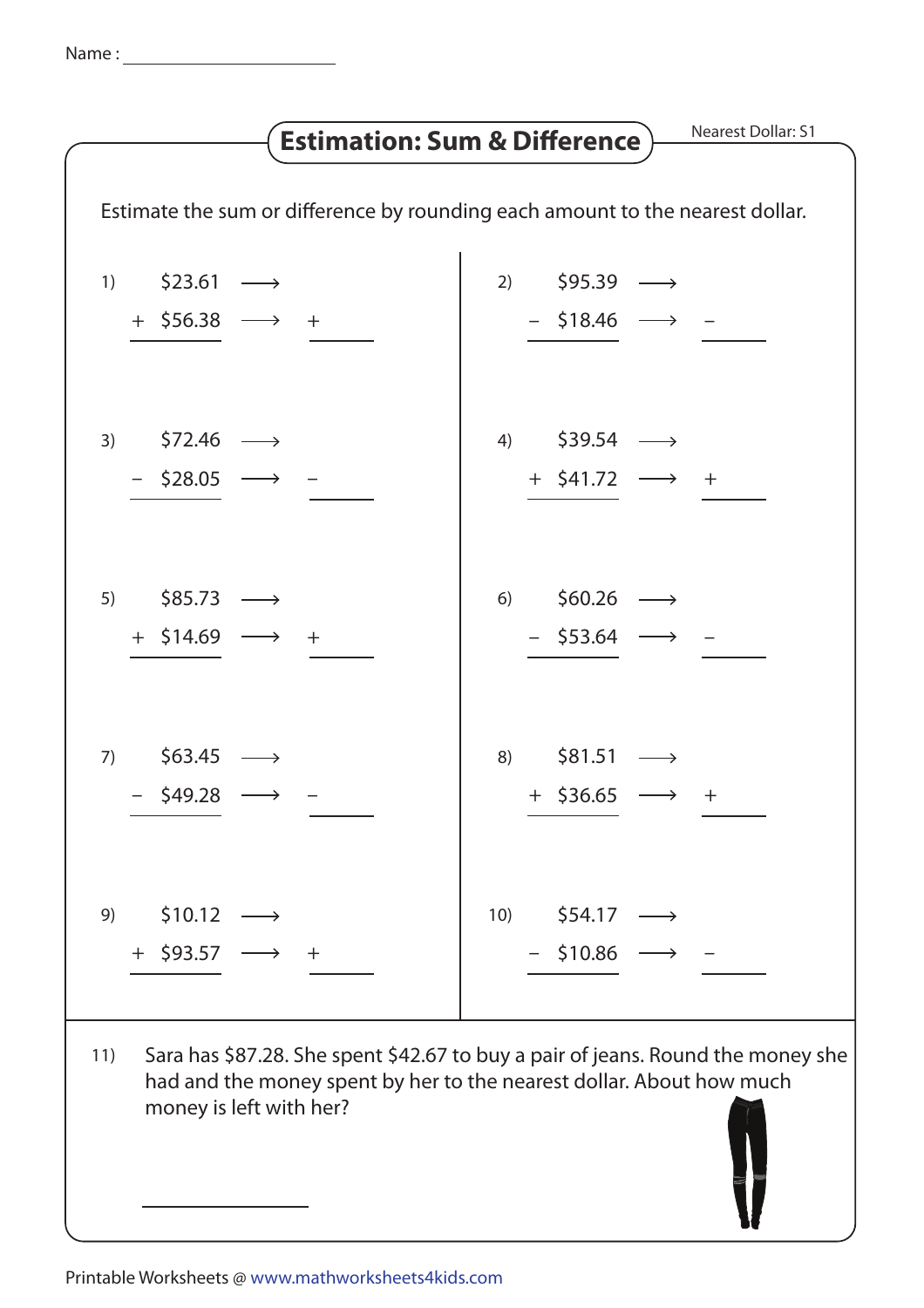Name : ____________________

# Estimation: Sum & Difference

Nearest Dollar: S1

Estimate the sum or difference by rounding each amount to the nearest dollar.

1)

$23.61 ⟶

\+ $56.38 ⟶ + ______

2)

$95.39 ⟶

− $18.46 ⟶ − ______

3)

$72.46 ⟶

− $28.05 ⟶ − ______

4)

$39.54 ⟶

\+ $41.72 ⟶ + ______

5)

$85.73 ⟶

\+ $14.69 ⟶ + ______

6)

$60.26 ⟶

− $53.64 ⟶ − ______

7)

$63.45 ⟶

− $49.28 ⟶ − ______

8)

$81.51 ⟶

\+ $36.65 ⟶ + ______

9)

$10.12 ⟶

\+ $93.57 ⟶ + ______

10)

$54.17 ⟶

− $10.86 ⟶ − ______

11) Sara has $87.28. She spent $42.67 to buy a pair of jeans. Round the money she had and the money spent by her to the nearest dollar. About how much money is left with her?

______________

Printable Worksheets @ www.mathworksheets4kids.com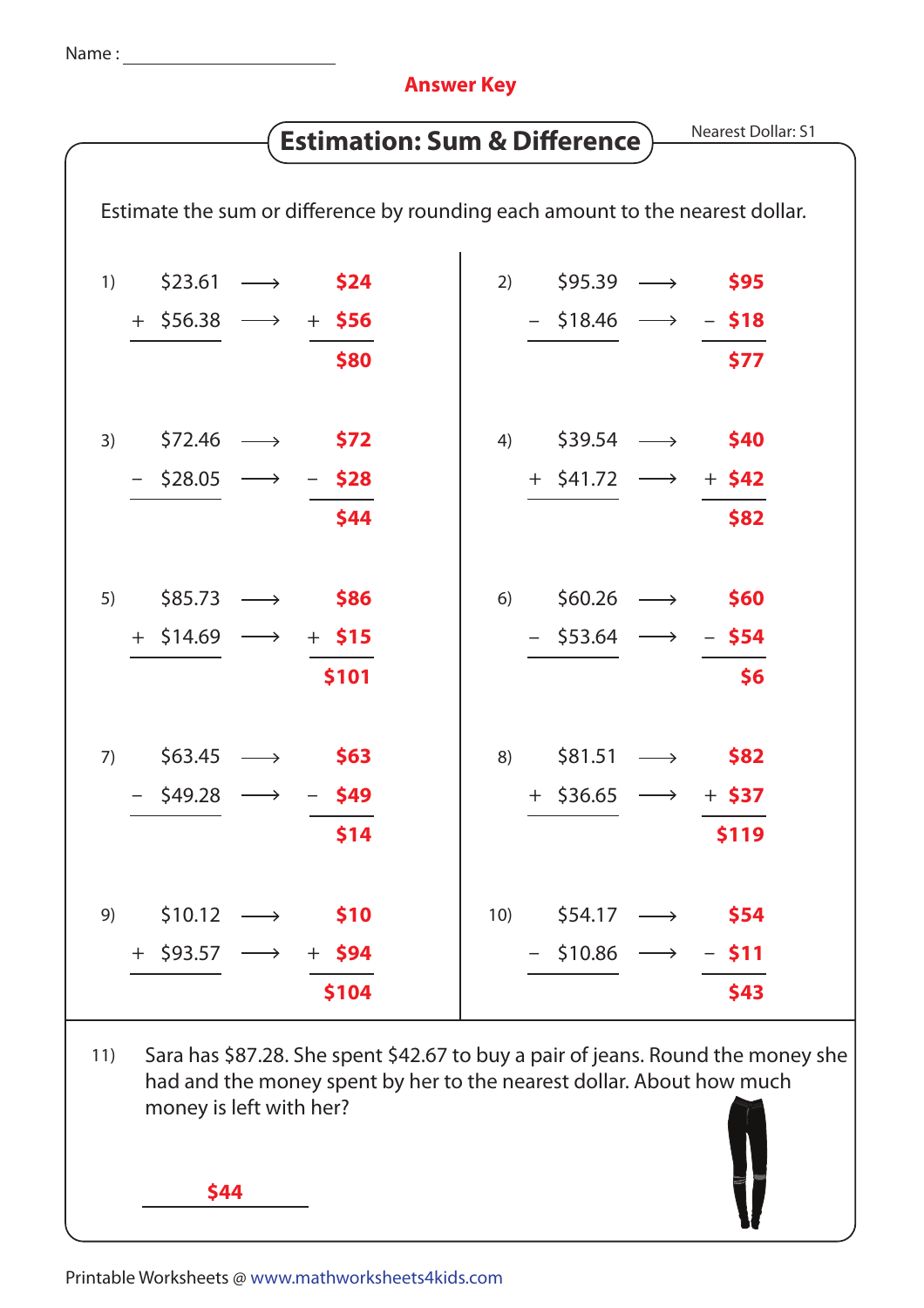Name : ______________________

**Answer Key**

## Estimation: Sum & Difference

Nearest Dollar: S1

Estimate the sum or difference by rounding each amount to the nearest dollar.

1)
$23.61 ⟶ **$24**
\+ $56.38 ⟶ + **$56**
**$80**

2)
$95.39 ⟶ **$95**
− $18.46 ⟶ − **$18**
**$77**

3)
$72.46 ⟶ **$72**
− $28.05 ⟶ − **$28**
**$44**

4)
$39.54 ⟶ **$40**
\+ $41.72 ⟶ + **$42**
**$82**

5)
$85.73 ⟶ **$86**
\+ $14.69 ⟶ + **$15**
**$101**

6)
$60.26 ⟶ **$60**
− $53.64 ⟶ − **$54**
**$6**

7)
$63.45 ⟶ **$63**
− $49.28 ⟶ − **$49**
**$14**

8)
$81.51 ⟶ **$82**
\+ $36.65 ⟶ + **$37**
**$119**

9)
$10.12 ⟶ **$10**
\+ $93.57 ⟶ + **$94**
**$104**

10)
$54.17 ⟶ **$54**
− $10.86 ⟶ − **$11**
**$43**

11) Sara has $87.28. She spent $42.67 to buy a pair of jeans. Round the money she had and the money spent by her to the nearest dollar. About how much money is left with her?

**$44**

Printable Worksheets @ www.mathworksheets4kids.com